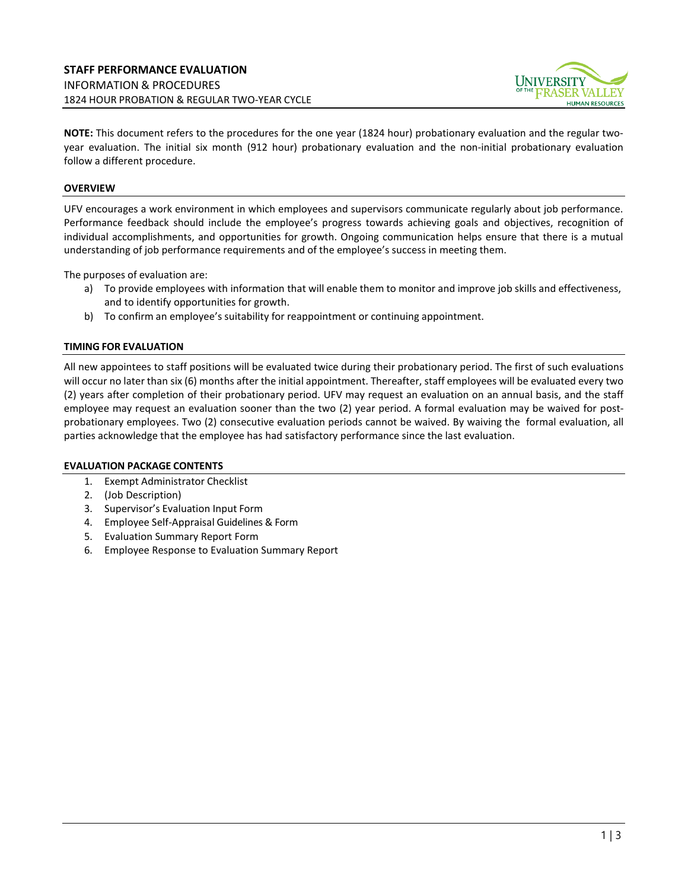# STAFF PERFORMANCE EVALUATION

INFORMATION & PROCEDURES

1824 HOUR PROBATION & REGULAR TWO-YEAR CYCLE

**NOTE:** This document refers to the procedures for the one year (1824 hour) probationary evaluation and the regular two-year evaluation. The initial six month (912 hour) probationary evaluation and the non-initial probationary evaluation follow a different procedure.

## OVERVIEW

UFV encourages a work environment in which employees and supervisors communicate regularly about job performance. Performance feedback should include the employee's progress towards achieving goals and objectives, recognition of individual accomplishments, and opportunities for growth. Ongoing communication helps ensure that there is a mutual understanding of job performance requirements and of the employee's success in meeting them.

The purposes of evaluation are:

a) To provide employees with information that will enable them to monitor and improve job skills and effectiveness, and to identify opportunities for growth.
b) To confirm an employee's suitability for reappointment or continuing appointment.

## TIMING FOR EVALUATION

All new appointees to staff positions will be evaluated twice during their probationary period. The first of such evaluations will occur no later than six (6) months after the initial appointment. Thereafter, staff employees will be evaluated every two (2) years after completion of their probationary period. UFV may request an evaluation on an annual basis, and the staff employee may request an evaluation sooner than the two (2) year period. A formal evaluation may be waived for post-probationary employees. Two (2) consecutive evaluation periods cannot be waived. By waiving the formal evaluation, all parties acknowledge that the employee has had satisfactory performance since the last evaluation.

## EVALUATION PACKAGE CONTENTS

1. Exempt Administrator Checklist
2. (Job Description)
3. Supervisor's Evaluation Input Form
4. Employee Self-Appraisal Guidelines & Form
5. Evaluation Summary Report Form
6. Employee Response to Evaluation Summary Report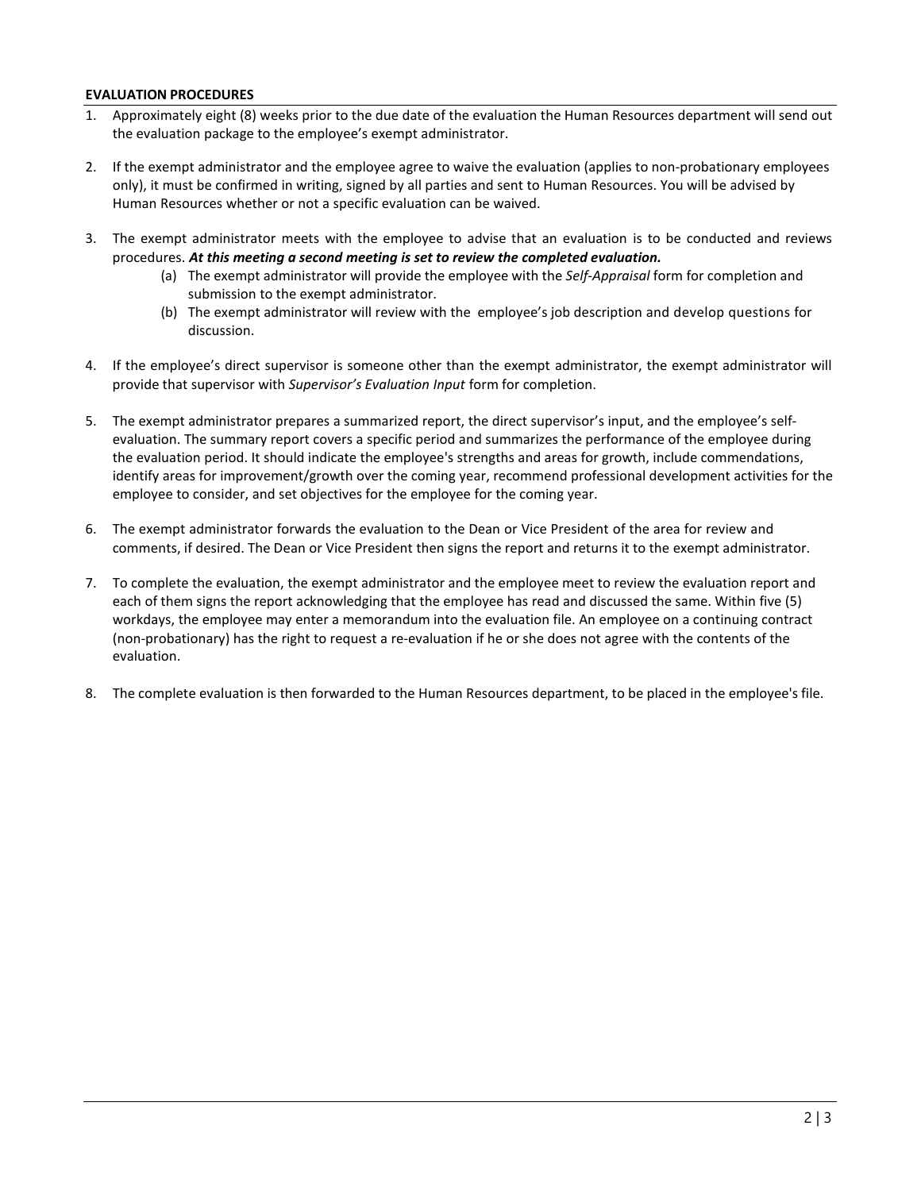## EVALUATION PROCEDURES

1. Approximately eight (8) weeks prior to the due date of the evaluation the Human Resources department will send out the evaluation package to the employee's exempt administrator.

2. If the exempt administrator and the employee agree to waive the evaluation (applies to non-probationary employees only), it must be confirmed in writing, signed by all parties and sent to Human Resources. You will be advised by Human Resources whether or not a specific evaluation can be waived.

3. The exempt administrator meets with the employee to advise that an evaluation is to be conducted and reviews procedures. ***At this meeting a second meeting is set to review the completed evaluation.***
   (a) The exempt administrator will provide the employee with the *Self-Appraisal* form for completion and submission to the exempt administrator.
   (b) The exempt administrator will review with the employee's job description and develop questions for discussion.

4. If the employee's direct supervisor is someone other than the exempt administrator, the exempt administrator will provide that supervisor with *Supervisor's Evaluation Input* form for completion.

5. The exempt administrator prepares a summarized report, the direct supervisor's input, and the employee's self-evaluation. The summary report covers a specific period and summarizes the performance of the employee during the evaluation period. It should indicate the employee's strengths and areas for growth, include commendations, identify areas for improvement/growth over the coming year, recommend professional development activities for the employee to consider, and set objectives for the employee for the coming year.

6. The exempt administrator forwards the evaluation to the Dean or Vice President of the area for review and comments, if desired. The Dean or Vice President then signs the report and returns it to the exempt administrator.

7. To complete the evaluation, the exempt administrator and the employee meet to review the evaluation report and each of them signs the report acknowledging that the employee has read and discussed the same. Within five (5) workdays, the employee may enter a memorandum into the evaluation file. An employee on a continuing contract (non-probationary) has the right to request a re-evaluation if he or she does not agree with the contents of the evaluation.

8. The complete evaluation is then forwarded to the Human Resources department, to be placed in the employee's file.